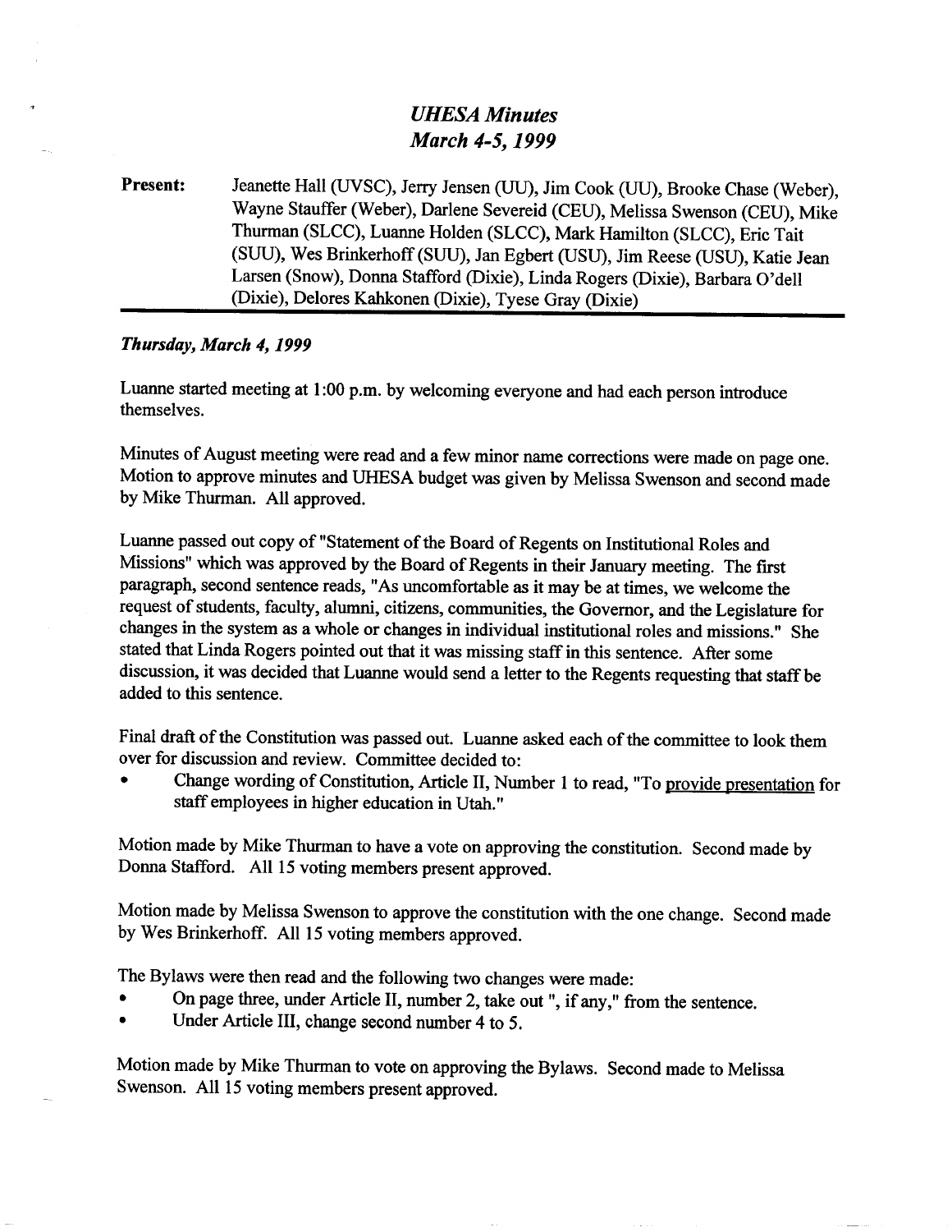# *UHESA Minutes*
# *March 4-5, 1999*

**Present:** Jeanette Hall (UVSC), Jerry Jensen (UU), Jim Cook (UU), Brooke Chase (Weber), Wayne Stauffer (Weber), Darlene Severeid (CEU), Melissa Swenson (CEU), Mike Thurman (SLCC), Luanne Holden (SLCC), Mark Hamilton (SLCC), Eric Tait (SUU), Wes Brinkerhoff (SUU), Jan Egbert (USU), Jim Reese (USU), Katie Jean Larsen (Snow), Donna Stafford (Dixie), Linda Rogers (Dixie), Barbara O'dell (Dixie), Delores Kahkonen (Dixie), Tyese Gray (Dixie)

---

***Thursday, March 4, 1999***

Luanne started meeting at 1:00 p.m. by welcoming everyone and had each person introduce themselves.

Minutes of August meeting were read and a few minor name corrections were made on page one. Motion to approve minutes and UHESA budget was given by Melissa Swenson and second made by Mike Thurman. All approved.

Luanne passed out copy of "Statement of the Board of Regents on Institutional Roles and Missions" which was approved by the Board of Regents in their January meeting. The first paragraph, second sentence reads, "As uncomfortable as it may be at times, we welcome the request of students, faculty, alumni, citizens, communities, the Governor, and the Legislature for changes in the system as a whole or changes in individual institutional roles and missions." She stated that Linda Rogers pointed out that it was missing staff in this sentence. After some discussion, it was decided that Luanne would send a letter to the Regents requesting that staff be added to this sentence.

Final draft of the Constitution was passed out. Luanne asked each of the committee to look them over for discussion and review. Committee decided to:

- Change wording of Constitution, Article II, Number 1 to read, "To <u>provide presentation</u> for staff employees in higher education in Utah."

Motion made by Mike Thurman to have a vote on approving the constitution. Second made by Donna Stafford. All 15 voting members present approved.

Motion made by Melissa Swenson to approve the constitution with the one change. Second made by Wes Brinkerhoff. All 15 voting members approved.

The Bylaws were then read and the following two changes were made:

- On page three, under Article II, number 2, take out ", if any," from the sentence.
- Under Article III, change second number 4 to 5.

Motion made by Mike Thurman to vote on approving the Bylaws. Second made to Melissa Swenson. All 15 voting members present approved.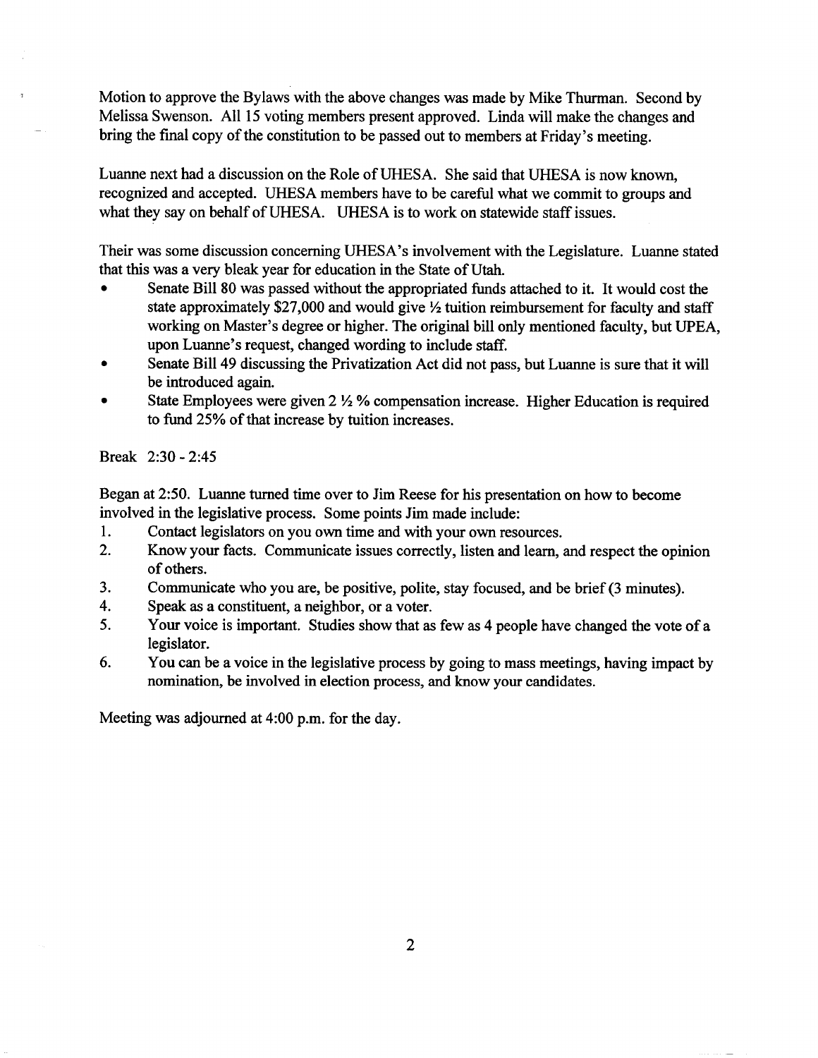Motion to approve the Bylaws with the above changes was made by Mike Thurman. Second by Melissa Swenson. All 15 voting members present approved. Linda will make the changes and bring the final copy of the constitution to be passed out to members at Friday's meeting.

Luanne next had a discussion on the Role of UHESA. She said that UHESA is now known, recognized and accepted. UHESA members have to be careful what we commit to groups and what they say on behalf of UHESA. UHESA is to work on statewide staff issues.

Their was some discussion concerning UHESA's involvement with the Legislature. Luanne stated that this was a very bleak year for education in the State of Utah.

- Senate Bill 80 was passed without the appropriated funds attached to it. It would cost the state approximately $27,000 and would give ½ tuition reimbursement for faculty and staff working on Master's degree or higher. The original bill only mentioned faculty, but UPEA, upon Luanne's request, changed wording to include staff.
- Senate Bill 49 discussing the Privatization Act did not pass, but Luanne is sure that it will be introduced again.
- State Employees were given 2 ½ % compensation increase. Higher Education is required to fund 25% of that increase by tuition increases.

Break 2:30 - 2:45

Began at 2:50. Luanne turned time over to Jim Reese for his presentation on how to become involved in the legislative process. Some points Jim made include:

1. Contact legislators on you own time and with your own resources.
2. Know your facts. Communicate issues correctly, listen and learn, and respect the opinion of others.
3. Communicate who you are, be positive, polite, stay focused, and be brief (3 minutes).
4. Speak as a constituent, a neighbor, or a voter.
5. Your voice is important. Studies show that as few as 4 people have changed the vote of a legislator.
6. You can be a voice in the legislative process by going to mass meetings, having impact by nomination, be involved in election process, and know your candidates.

Meeting was adjourned at 4:00 p.m. for the day.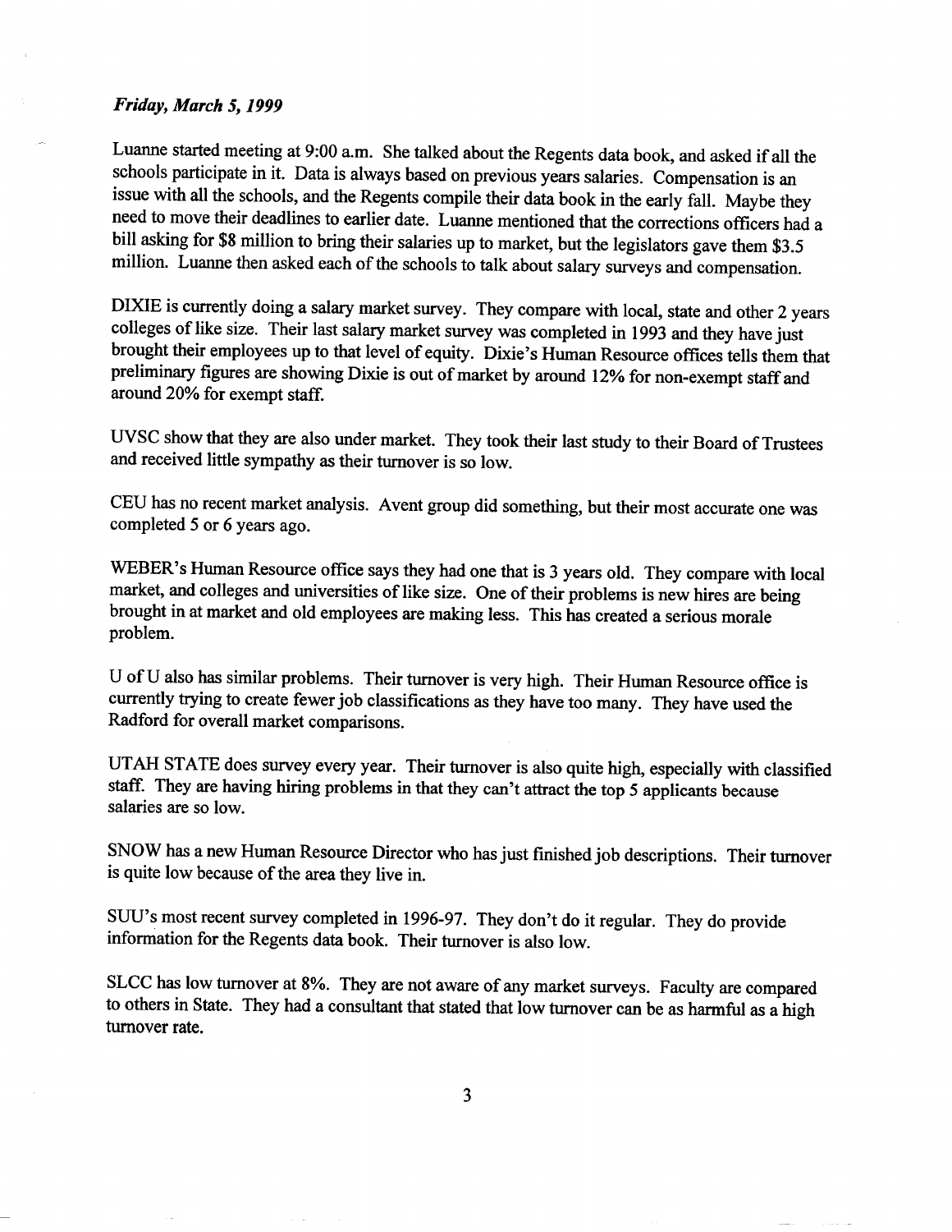*Friday, March 5, 1999*

Luanne started meeting at 9:00 a.m. She talked about the Regents data book, and asked if all the schools participate in it. Data is always based on previous years salaries. Compensation is an issue with all the schools, and the Regents compile their data book in the early fall. Maybe they need to move their deadlines to earlier date. Luanne mentioned that the corrections officers had a bill asking for $8 million to bring their salaries up to market, but the legislators gave them $3.5 million. Luanne then asked each of the schools to talk about salary surveys and compensation.

DIXIE is currently doing a salary market survey. They compare with local, state and other 2 years colleges of like size. Their last salary market survey was completed in 1993 and they have just brought their employees up to that level of equity. Dixie's Human Resource offices tells them that preliminary figures are showing Dixie is out of market by around 12% for non-exempt staff and around 20% for exempt staff.

UVSC show that they are also under market. They took their last study to their Board of Trustees and received little sympathy as their turnover is so low.

CEU has no recent market analysis. Avent group did something, but their most accurate one was completed 5 or 6 years ago.

WEBER's Human Resource office says they had one that is 3 years old. They compare with local market, and colleges and universities of like size. One of their problems is new hires are being brought in at market and old employees are making less. This has created a serious morale problem.

U of U also has similar problems. Their turnover is very high. Their Human Resource office is currently trying to create fewer job classifications as they have too many. They have used the Radford for overall market comparisons.

UTAH STATE does survey every year. Their turnover is also quite high, especially with classified staff. They are having hiring problems in that they can't attract the top 5 applicants because salaries are so low.

SNOW has a new Human Resource Director who has just finished job descriptions. Their turnover is quite low because of the area they live in.

SUU's most recent survey completed in 1996-97. They don't do it regular. They do provide information for the Regents data book. Their turnover is also low.

SLCC has low turnover at 8%. They are not aware of any market surveys. Faculty are compared to others in State. They had a consultant that stated that low turnover can be as harmful as a high turnover rate.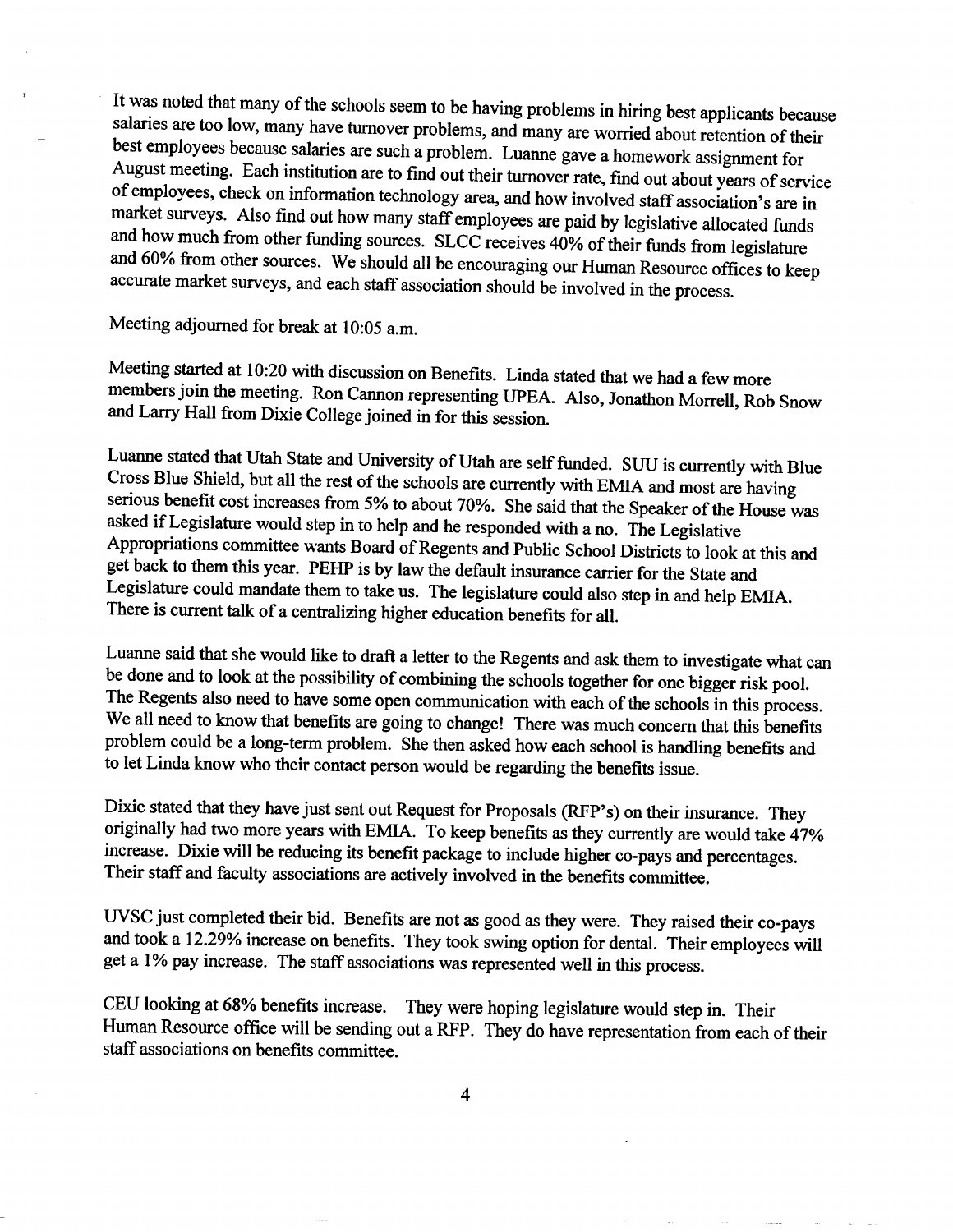It was noted that many of the schools seem to be having problems in hiring best applicants because salaries are too low, many have turnover problems, and many are worried about retention of their best employees because salaries are such a problem. Luanne gave a homework assignment for August meeting. Each institution are to find out their turnover rate, find out about years of service of employees, check on information technology area, and how involved staff association's are in market surveys. Also find out how many staff employees are paid by legislative allocated funds and how much from other funding sources. SLCC receives 40% of their funds from legislature and 60% from other sources. We should all be encouraging our Human Resource offices to keep accurate market surveys, and each staff association should be involved in the process.

Meeting adjourned for break at 10:05 a.m.

Meeting started at 10:20 with discussion on Benefits. Linda stated that we had a few more members join the meeting. Ron Cannon representing UPEA. Also, Jonathon Morrell, Rob Snow and Larry Hall from Dixie College joined in for this session.

Luanne stated that Utah State and University of Utah are self funded. SUU is currently with Blue Cross Blue Shield, but all the rest of the schools are currently with EMIA and most are having serious benefit cost increases from 5% to about 70%. She said that the Speaker of the House was asked if Legislature would step in to help and he responded with a no. The Legislative Appropriations committee wants Board of Regents and Public School Districts to look at this and get back to them this year. PEHP is by law the default insurance carrier for the State and Legislature could mandate them to take us. The legislature could also step in and help EMIA. There is current talk of a centralizing higher education benefits for all.

Luanne said that she would like to draft a letter to the Regents and ask them to investigate what can be done and to look at the possibility of combining the schools together for one bigger risk pool. The Regents also need to have some open communication with each of the schools in this process. We all need to know that benefits are going to change! There was much concern that this benefits problem could be a long-term problem. She then asked how each school is handling benefits and to let Linda know who their contact person would be regarding the benefits issue.

Dixie stated that they have just sent out Request for Proposals (RFP's) on their insurance. They originally had two more years with EMIA. To keep benefits as they currently are would take 47% increase. Dixie will be reducing its benefit package to include higher co-pays and percentages. Their staff and faculty associations are actively involved in the benefits committee.

UVSC just completed their bid. Benefits are not as good as they were. They raised their co-pays and took a 12.29% increase on benefits. They took swing option for dental. Their employees will get a 1% pay increase. The staff associations was represented well in this process.

CEU looking at 68% benefits increase. They were hoping legislature would step in. Their Human Resource office will be sending out a RFP. They do have representation from each of their staff associations on benefits committee.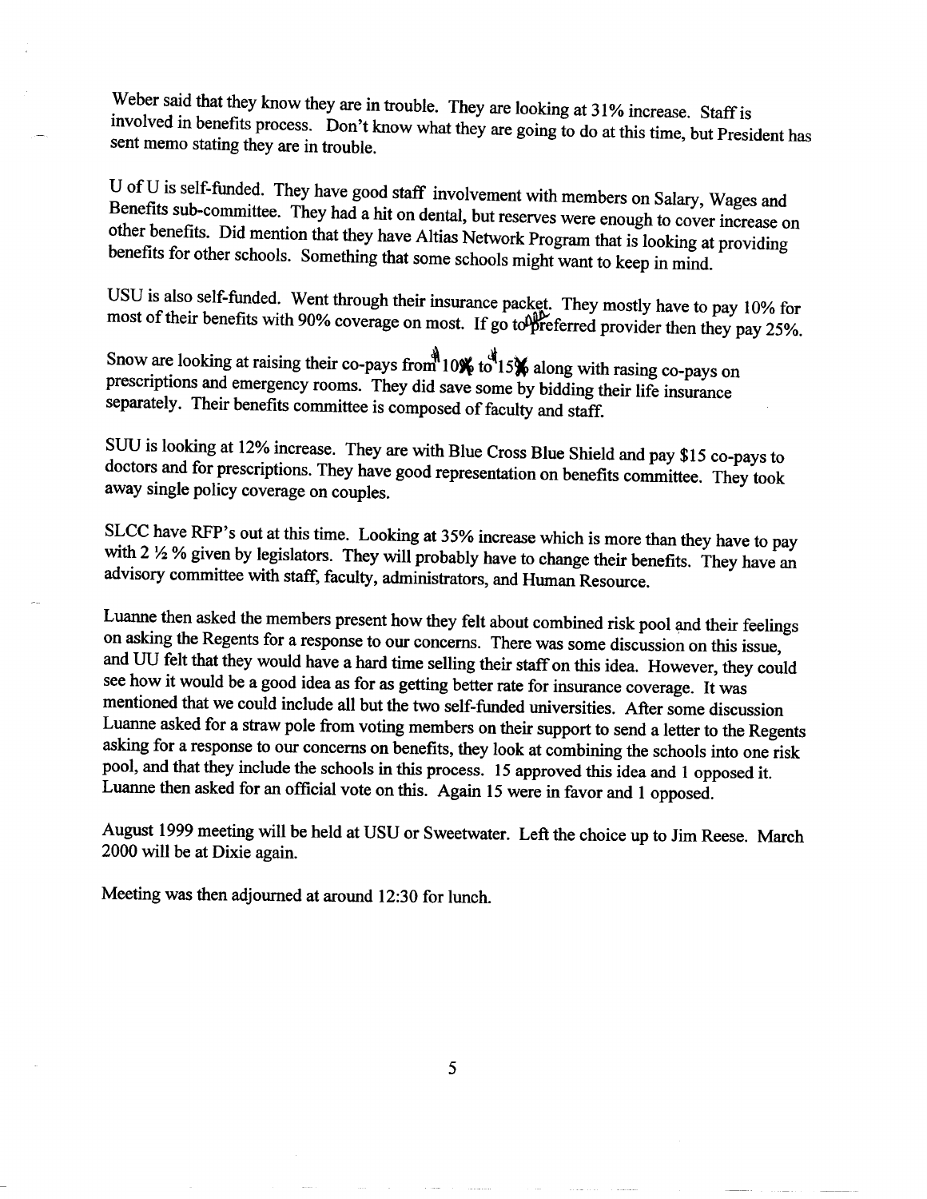Weber said that they know they are in trouble. They are looking at 31% increase. Staff is involved in benefits process. Don't know what they are going to do at this time, but President has sent memo stating they are in trouble.

U of U is self-funded. They have good staff involvement with members on Salary, Wages and Benefits sub-committee. They had a hit on dental, but reserves were enough to cover increase on other benefits. Did mention that they have Altias Network Program that is looking at providing benefits for other schools. Something that some schools might want to keep in mind.

USU is also self-funded. Went through their insurance packet. They mostly have to pay 10% for most of their benefits with 90% coverage on most. If go to non preferred provider then they pay 25%.

Snow are looking at raising their co-pays from $10 to $15 along with rasing co-pays on prescriptions and emergency rooms. They did save some by bidding their life insurance separately. Their benefits committee is composed of faculty and staff.

SUU is looking at 12% increase. They are with Blue Cross Blue Shield and pay $15 co-pays to doctors and for prescriptions. They have good representation on benefits committee. They took away single policy coverage on couples.

SLCC have RFP's out at this time. Looking at 35% increase which is more than they have to pay with 2 ½ % given by legislators. They will probably have to change their benefits. They have an advisory committee with staff, faculty, administrators, and Human Resource.

Luanne then asked the members present how they felt about combined risk pool and their feelings on asking the Regents for a response to our concerns. There was some discussion on this issue, and UU felt that they would have a hard time selling their staff on this idea. However, they could see how it would be a good idea as for as getting better rate for insurance coverage. It was mentioned that we could include all but the two self-funded universities. After some discussion Luanne asked for a straw pole from voting members on their support to send a letter to the Regents asking for a response to our concerns on benefits, they look at combining the schools into one risk pool, and that they include the schools in this process. 15 approved this idea and 1 opposed it. Luanne then asked for an official vote on this. Again 15 were in favor and 1 opposed.

August 1999 meeting will be held at USU or Sweetwater. Left the choice up to Jim Reese. March 2000 will be at Dixie again.

Meeting was then adjourned at around 12:30 for lunch.